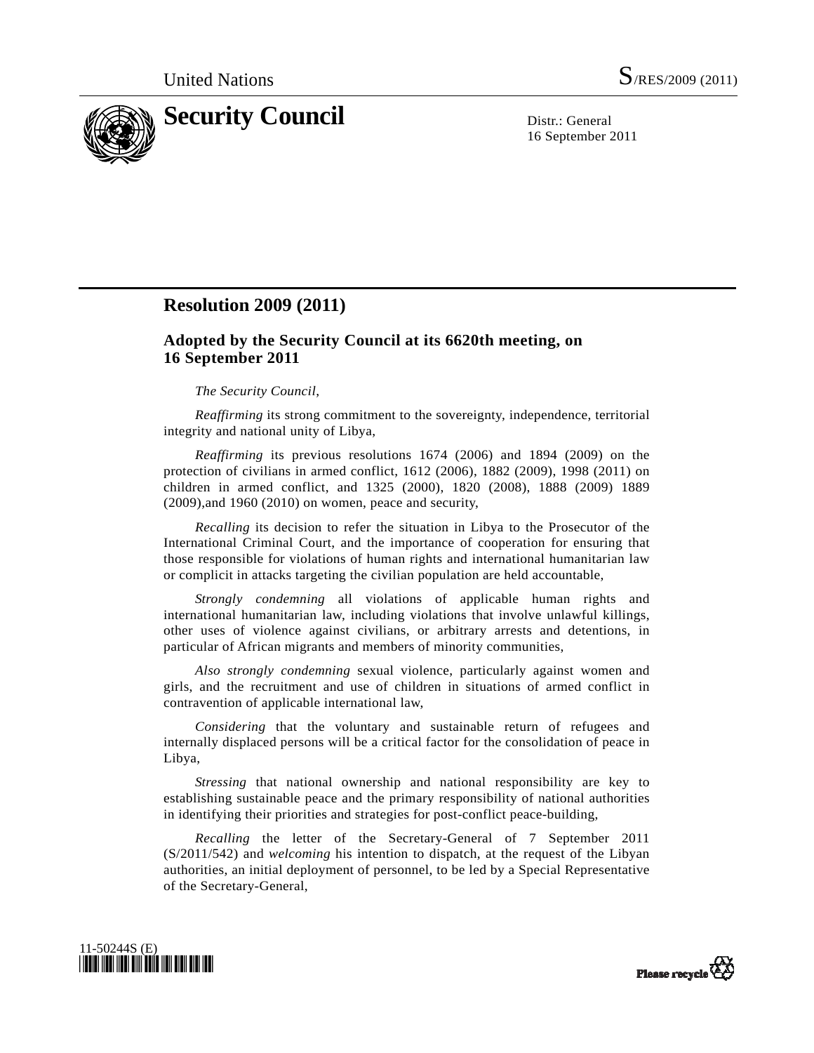United Nations S/RES/2009 (2011)

# Security Council

Distr.: General
16 September 2011

## Resolution 2009 (2011)

### Adopted by the Security Council at its 6620th meeting, on 16 September 2011

*The Security Council*,

*Reaffirming* its strong commitment to the sovereignty, independence, territorial integrity and national unity of Libya,

*Reaffirming* its previous resolutions 1674 (2006) and 1894 (2009) on the protection of civilians in armed conflict, 1612 (2006), 1882 (2009), 1998 (2011) on children in armed conflict, and 1325 (2000), 1820 (2008), 1888 (2009) 1889 (2009),and 1960 (2010) on women, peace and security,

*Recalling* its decision to refer the situation in Libya to the Prosecutor of the International Criminal Court, and the importance of cooperation for ensuring that those responsible for violations of human rights and international humanitarian law or complicit in attacks targeting the civilian population are held accountable,

*Strongly condemning* all violations of applicable human rights and international humanitarian law, including violations that involve unlawful killings, other uses of violence against civilians, or arbitrary arrests and detentions, in particular of African migrants and members of minority communities,

*Also strongly condemning* sexual violence, particularly against women and girls, and the recruitment and use of children in situations of armed conflict in contravention of applicable international law,

*Considering* that the voluntary and sustainable return of refugees and internally displaced persons will be a critical factor for the consolidation of peace in Libya,

*Stressing* that national ownership and national responsibility are key to establishing sustainable peace and the primary responsibility of national authorities in identifying their priorities and strategies for post-conflict peace-building,

*Recalling* the letter of the Secretary-General of 7 September 2011 (S/2011/542) and *welcoming* his intention to dispatch, at the request of the Libyan authorities, an initial deployment of personnel, to be led by a Special Representative of the Secretary-General,

11-50244S (E)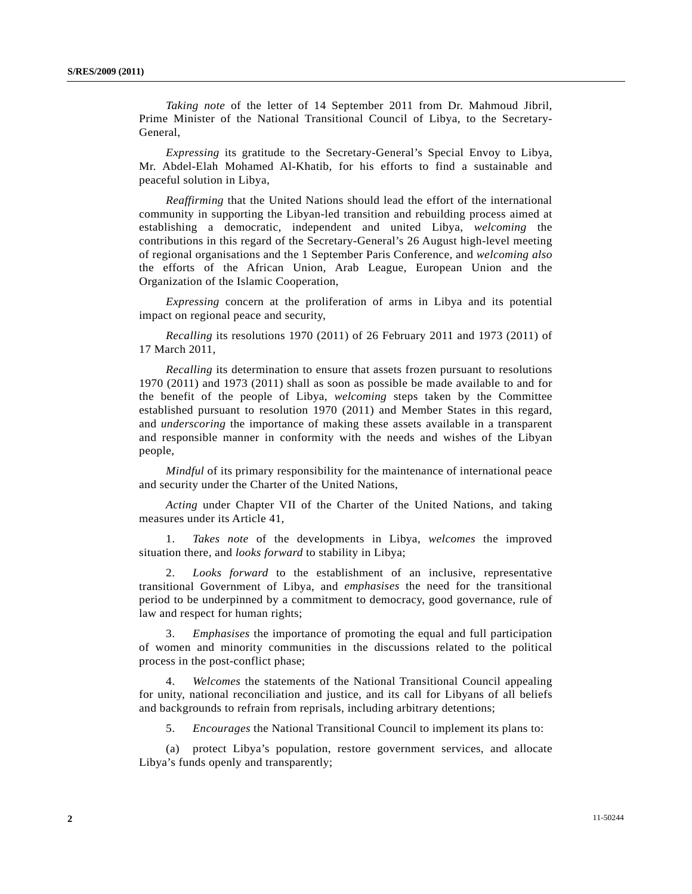*Taking note* of the letter of 14 September 2011 from Dr. Mahmoud Jibril, Prime Minister of the National Transitional Council of Libya, to the Secretary-General,

*Expressing* its gratitude to the Secretary-General's Special Envoy to Libya, Mr. Abdel-Elah Mohamed Al-Khatib, for his efforts to find a sustainable and peaceful solution in Libya,

*Reaffirming* that the United Nations should lead the effort of the international community in supporting the Libyan-led transition and rebuilding process aimed at establishing a democratic, independent and united Libya, *welcoming* the contributions in this regard of the Secretary-General's 26 August high-level meeting of regional organisations and the 1 September Paris Conference, and *welcoming also* the efforts of the African Union, Arab League, European Union and the Organization of the Islamic Cooperation,

*Expressing* concern at the proliferation of arms in Libya and its potential impact on regional peace and security,

*Recalling* its resolutions 1970 (2011) of 26 February 2011 and 1973 (2011) of 17 March 2011,

*Recalling* its determination to ensure that assets frozen pursuant to resolutions 1970 (2011) and 1973 (2011) shall as soon as possible be made available to and for the benefit of the people of Libya, *welcoming* steps taken by the Committee established pursuant to resolution 1970 (2011) and Member States in this regard, and *underscoring* the importance of making these assets available in a transparent and responsible manner in conformity with the needs and wishes of the Libyan people,

*Mindful* of its primary responsibility for the maintenance of international peace and security under the Charter of the United Nations,

*Acting* under Chapter VII of the Charter of the United Nations, and taking measures under its Article 41,

1. *Takes note* of the developments in Libya, *welcomes* the improved situation there, and *looks forward* to stability in Libya;

2. *Looks forward* to the establishment of an inclusive, representative transitional Government of Libya, and *emphasises* the need for the transitional period to be underpinned by a commitment to democracy, good governance, rule of law and respect for human rights;

3. *Emphasises* the importance of promoting the equal and full participation of women and minority communities in the discussions related to the political process in the post-conflict phase;

4. *Welcomes* the statements of the National Transitional Council appealing for unity, national reconciliation and justice, and its call for Libyans of all beliefs and backgrounds to refrain from reprisals, including arbitrary detentions;

5. *Encourages* the National Transitional Council to implement its plans to:

(a) protect Libya's population, restore government services, and allocate Libya's funds openly and transparently;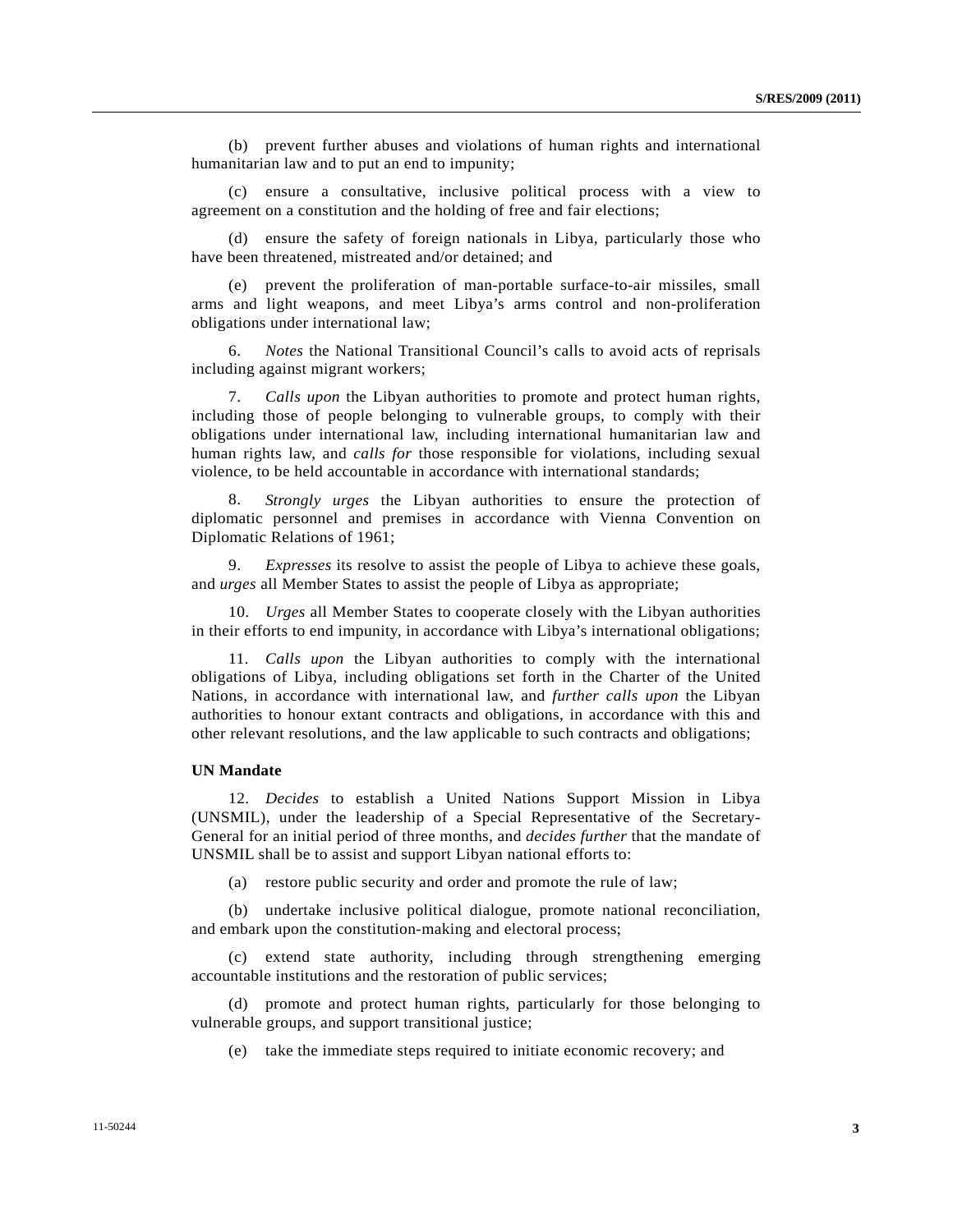(b) prevent further abuses and violations of human rights and international humanitarian law and to put an end to impunity;

(c) ensure a consultative, inclusive political process with a view to agreement on a constitution and the holding of free and fair elections;

(d) ensure the safety of foreign nationals in Libya, particularly those who have been threatened, mistreated and/or detained; and

(e) prevent the proliferation of man-portable surface-to-air missiles, small arms and light weapons, and meet Libya's arms control and non-proliferation obligations under international law;

6. *Notes* the National Transitional Council's calls to avoid acts of reprisals including against migrant workers;

7. *Calls upon* the Libyan authorities to promote and protect human rights, including those of people belonging to vulnerable groups, to comply with their obligations under international law, including international humanitarian law and human rights law, and *calls for* those responsible for violations, including sexual violence, to be held accountable in accordance with international standards;

8. *Strongly urges* the Libyan authorities to ensure the protection of diplomatic personnel and premises in accordance with Vienna Convention on Diplomatic Relations of 1961;

9. *Expresses* its resolve to assist the people of Libya to achieve these goals, and *urges* all Member States to assist the people of Libya as appropriate;

10. *Urges* all Member States to cooperate closely with the Libyan authorities in their efforts to end impunity, in accordance with Libya's international obligations;

11. *Calls upon* the Libyan authorities to comply with the international obligations of Libya, including obligations set forth in the Charter of the United Nations, in accordance with international law, and *further calls upon* the Libyan authorities to honour extant contracts and obligations, in accordance with this and other relevant resolutions, and the law applicable to such contracts and obligations;

**UN Mandate**

12. *Decides* to establish a United Nations Support Mission in Libya (UNSMIL), under the leadership of a Special Representative of the Secretary-General for an initial period of three months, and *decides further* that the mandate of UNSMIL shall be to assist and support Libyan national efforts to:

(a) restore public security and order and promote the rule of law;

(b) undertake inclusive political dialogue, promote national reconciliation, and embark upon the constitution-making and electoral process;

(c) extend state authority, including through strengthening emerging accountable institutions and the restoration of public services;

(d) promote and protect human rights, particularly for those belonging to vulnerable groups, and support transitional justice;

(e) take the immediate steps required to initiate economic recovery; and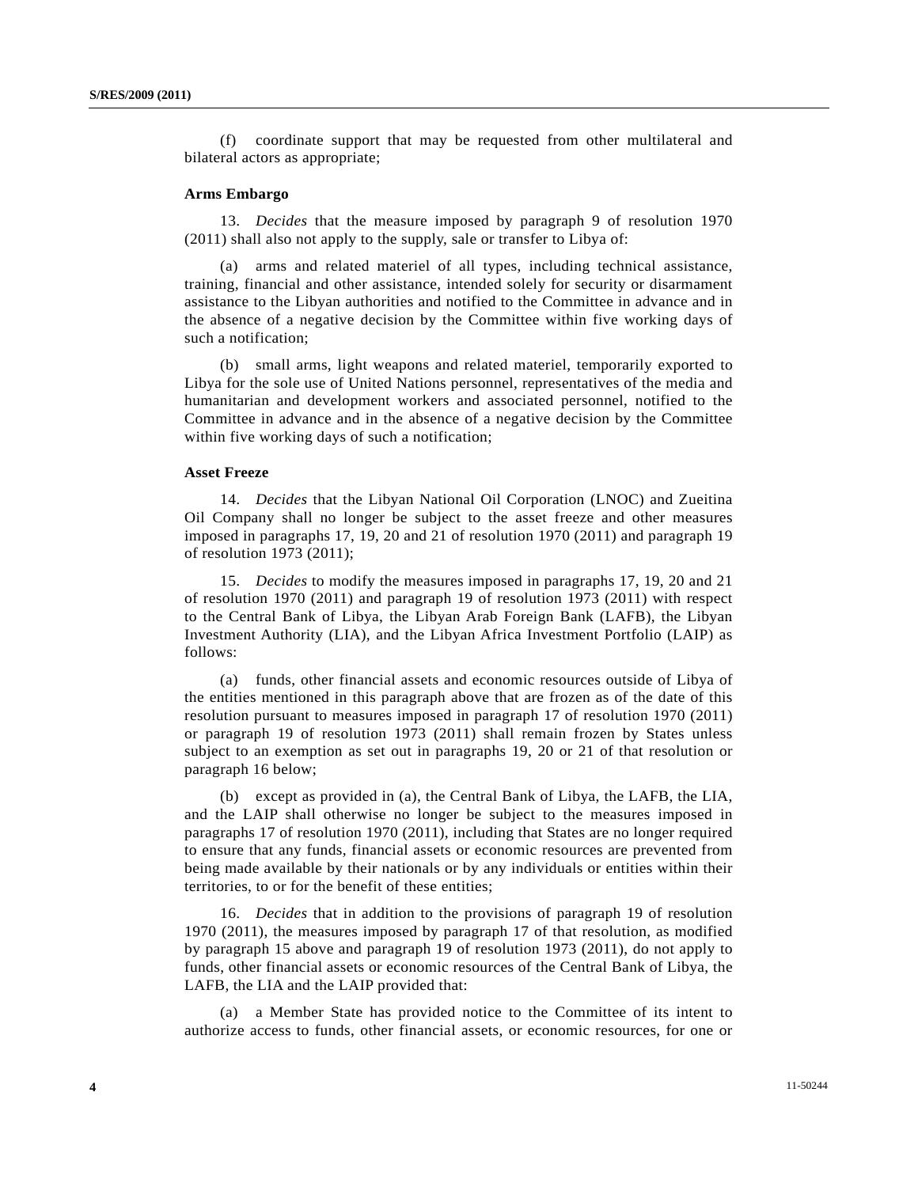(f) coordinate support that may be requested from other multilateral and bilateral actors as appropriate;

**Arms Embargo**

13. *Decides* that the measure imposed by paragraph 9 of resolution 1970 (2011) shall also not apply to the supply, sale or transfer to Libya of:

(a) arms and related materiel of all types, including technical assistance, training, financial and other assistance, intended solely for security or disarmament assistance to the Libyan authorities and notified to the Committee in advance and in the absence of a negative decision by the Committee within five working days of such a notification;

(b) small arms, light weapons and related materiel, temporarily exported to Libya for the sole use of United Nations personnel, representatives of the media and humanitarian and development workers and associated personnel, notified to the Committee in advance and in the absence of a negative decision by the Committee within five working days of such a notification;

**Asset Freeze**

14. *Decides* that the Libyan National Oil Corporation (LNOC) and Zueitina Oil Company shall no longer be subject to the asset freeze and other measures imposed in paragraphs 17, 19, 20 and 21 of resolution 1970 (2011) and paragraph 19 of resolution 1973 (2011);

15. *Decides* to modify the measures imposed in paragraphs 17, 19, 20 and 21 of resolution 1970 (2011) and paragraph 19 of resolution 1973 (2011) with respect to the Central Bank of Libya, the Libyan Arab Foreign Bank (LAFB), the Libyan Investment Authority (LIA), and the Libyan Africa Investment Portfolio (LAIP) as follows:

(a) funds, other financial assets and economic resources outside of Libya of the entities mentioned in this paragraph above that are frozen as of the date of this resolution pursuant to measures imposed in paragraph 17 of resolution 1970 (2011) or paragraph 19 of resolution 1973 (2011) shall remain frozen by States unless subject to an exemption as set out in paragraphs 19, 20 or 21 of that resolution or paragraph 16 below;

(b) except as provided in (a), the Central Bank of Libya, the LAFB, the LIA, and the LAIP shall otherwise no longer be subject to the measures imposed in paragraphs 17 of resolution 1970 (2011), including that States are no longer required to ensure that any funds, financial assets or economic resources are prevented from being made available by their nationals or by any individuals or entities within their territories, to or for the benefit of these entities;

16. *Decides* that in addition to the provisions of paragraph 19 of resolution 1970 (2011), the measures imposed by paragraph 17 of that resolution, as modified by paragraph 15 above and paragraph 19 of resolution 1973 (2011), do not apply to funds, other financial assets or economic resources of the Central Bank of Libya, the LAFB, the LIA and the LAIP provided that:

(a) a Member State has provided notice to the Committee of its intent to authorize access to funds, other financial assets, or economic resources, for one or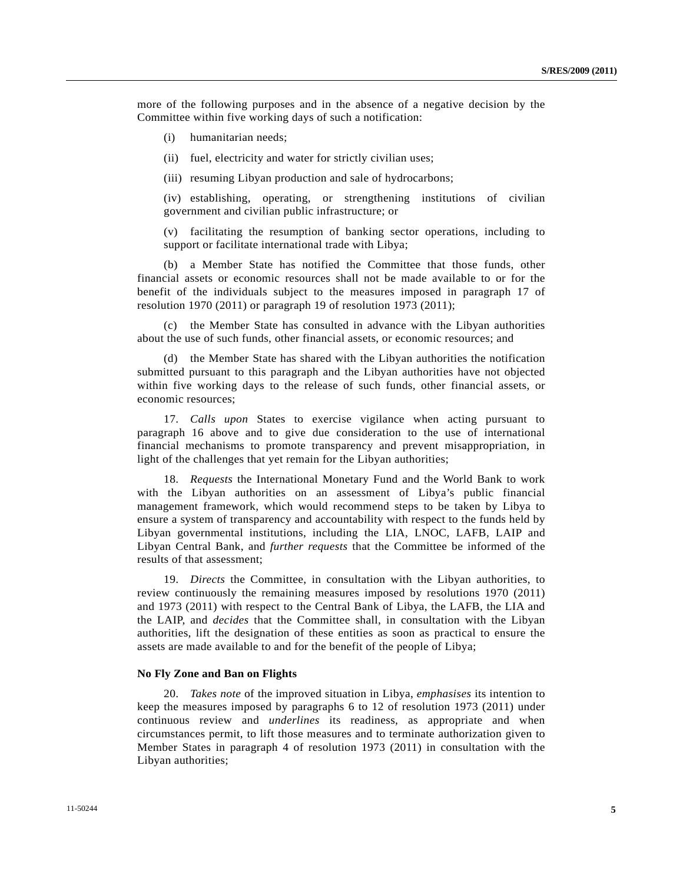more of the following purposes and in the absence of a negative decision by the Committee within five working days of such a notification:

(i) humanitarian needs;

(ii) fuel, electricity and water for strictly civilian uses;

(iii) resuming Libyan production and sale of hydrocarbons;

(iv) establishing, operating, or strengthening institutions of civilian government and civilian public infrastructure; or

(v) facilitating the resumption of banking sector operations, including to support or facilitate international trade with Libya;

(b) a Member State has notified the Committee that those funds, other financial assets or economic resources shall not be made available to or for the benefit of the individuals subject to the measures imposed in paragraph 17 of resolution 1970 (2011) or paragraph 19 of resolution 1973 (2011);

(c) the Member State has consulted in advance with the Libyan authorities about the use of such funds, other financial assets, or economic resources; and

(d) the Member State has shared with the Libyan authorities the notification submitted pursuant to this paragraph and the Libyan authorities have not objected within five working days to the release of such funds, other financial assets, or economic resources;

17. *Calls upon* States to exercise vigilance when acting pursuant to paragraph 16 above and to give due consideration to the use of international financial mechanisms to promote transparency and prevent misappropriation, in light of the challenges that yet remain for the Libyan authorities;

18. *Requests* the International Monetary Fund and the World Bank to work with the Libyan authorities on an assessment of Libya's public financial management framework, which would recommend steps to be taken by Libya to ensure a system of transparency and accountability with respect to the funds held by Libyan governmental institutions, including the LIA, LNOC, LAFB, LAIP and Libyan Central Bank, and *further requests* that the Committee be informed of the results of that assessment;

19. *Directs* the Committee, in consultation with the Libyan authorities, to review continuously the remaining measures imposed by resolutions 1970 (2011) and 1973 (2011) with respect to the Central Bank of Libya, the LAFB, the LIA and the LAIP, and *decides* that the Committee shall, in consultation with the Libyan authorities, lift the designation of these entities as soon as practical to ensure the assets are made available to and for the benefit of the people of Libya;

**No Fly Zone and Ban on Flights**

20. *Takes note* of the improved situation in Libya, *emphasises* its intention to keep the measures imposed by paragraphs 6 to 12 of resolution 1973 (2011) under continuous review and *underlines* its readiness, as appropriate and when circumstances permit, to lift those measures and to terminate authorization given to Member States in paragraph 4 of resolution 1973 (2011) in consultation with the Libyan authorities;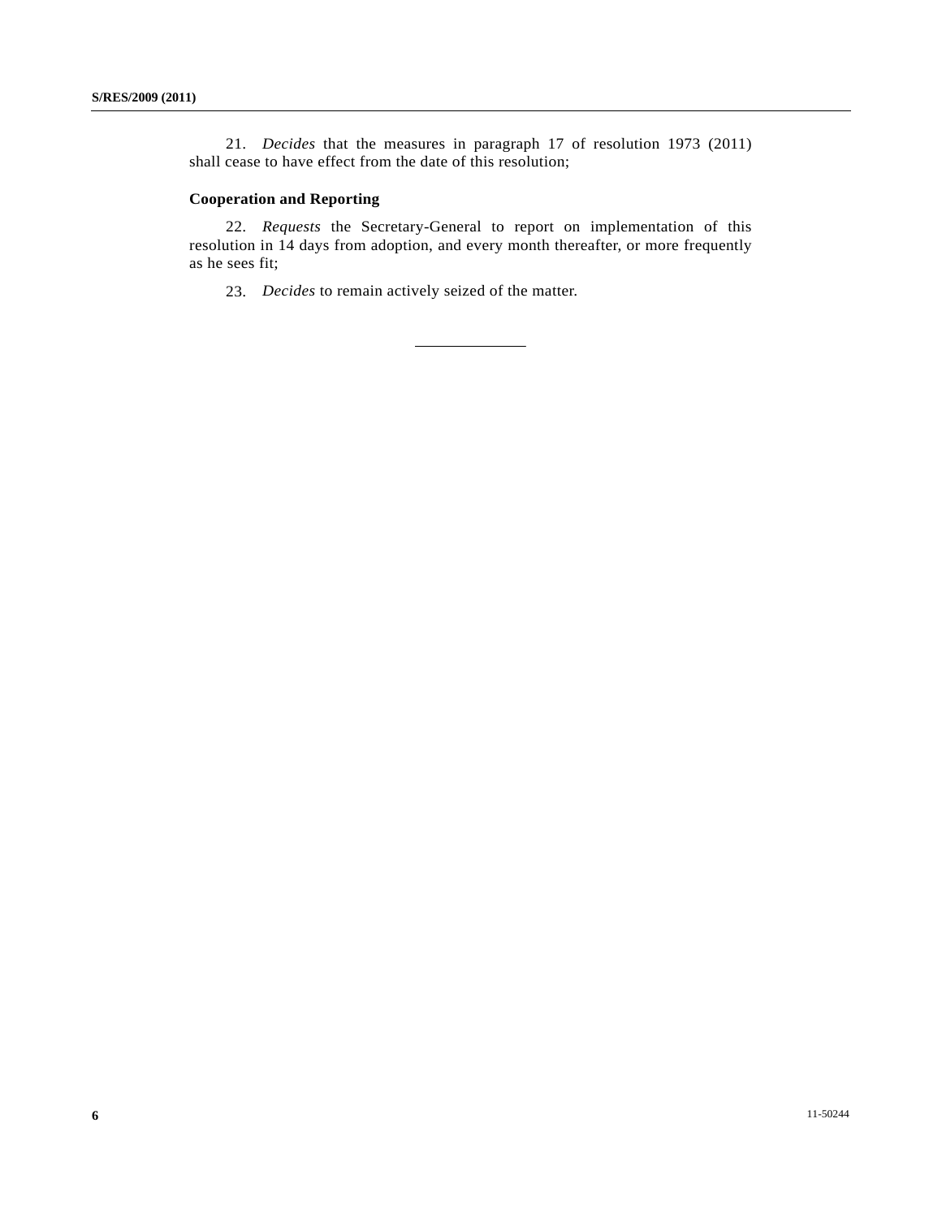21. *Decides* that the measures in paragraph 17 of resolution 1973 (2011) shall cease to have effect from the date of this resolution;

**Cooperation and Reporting**

22. *Requests* the Secretary-General to report on implementation of this resolution in 14 days from adoption, and every month thereafter, or more frequently as he sees fit;

23. *Decides* to remain actively seized of the matter.